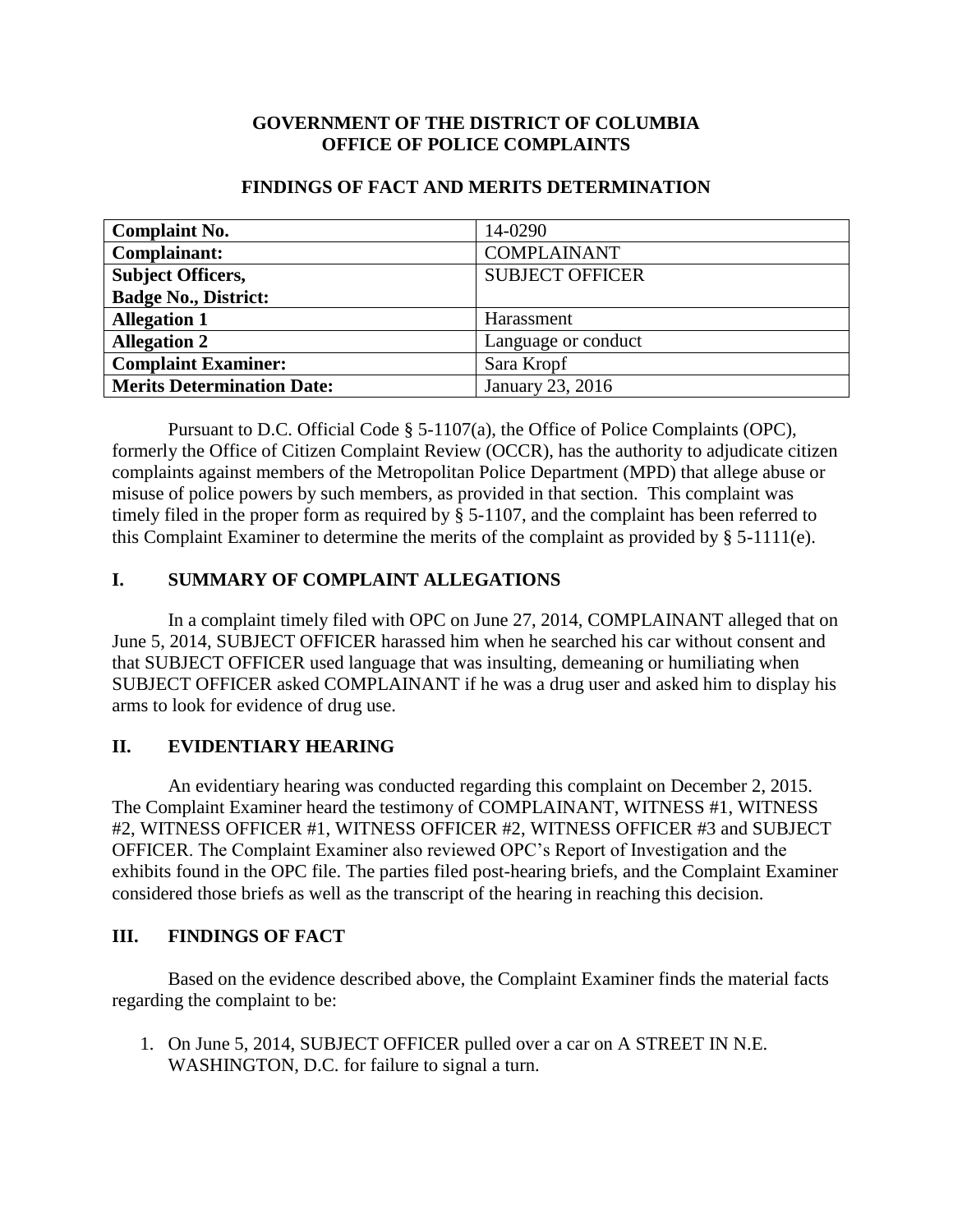**GOVERNMENT OF THE DISTRICT OF COLUMBIA**
**OFFICE OF POLICE COMPLAINTS**

**FINDINGS OF FACT AND MERITS DETERMINATION**

| **Complaint No.** | 14-0290 |
|---|---|
| **Complainant:** | COMPLAINANT |
| **Subject Officers, Badge No., District:** | SUBJECT OFFICER |
| **Allegation 1** | Harassment |
| **Allegation 2** | Language or conduct |
| **Complaint Examiner:** | Sara Kropf |
| **Merits Determination Date:** | January 23, 2016 |

Pursuant to D.C. Official Code § 5-1107(a), the Office of Police Complaints (OPC), formerly the Office of Citizen Complaint Review (OCCR), has the authority to adjudicate citizen complaints against members of the Metropolitan Police Department (MPD) that allege abuse or misuse of police powers by such members, as provided in that section. This complaint was timely filed in the proper form as required by § 5-1107, and the complaint has been referred to this Complaint Examiner to determine the merits of the complaint as provided by § 5-1111(e).

## I. SUMMARY OF COMPLAINT ALLEGATIONS

In a complaint timely filed with OPC on June 27, 2014, COMPLAINANT alleged that on June 5, 2014, SUBJECT OFFICER harassed him when he searched his car without consent and that SUBJECT OFFICER used language that was insulting, demeaning or humiliating when SUBJECT OFFICER asked COMPLAINANT if he was a drug user and asked him to display his arms to look for evidence of drug use.

## II. EVIDENTIARY HEARING

An evidentiary hearing was conducted regarding this complaint on December 2, 2015. The Complaint Examiner heard the testimony of COMPLAINANT, WITNESS #1, WITNESS #2, WITNESS OFFICER #1, WITNESS OFFICER #2, WITNESS OFFICER #3 and SUBJECT OFFICER. The Complaint Examiner also reviewed OPC's Report of Investigation and the exhibits found in the OPC file. The parties filed post-hearing briefs, and the Complaint Examiner considered those briefs as well as the transcript of the hearing in reaching this decision.

## III. FINDINGS OF FACT

Based on the evidence described above, the Complaint Examiner finds the material facts regarding the complaint to be:

1. On June 5, 2014, SUBJECT OFFICER pulled over a car on A STREET IN N.E. WASHINGTON, D.C. for failure to signal a turn.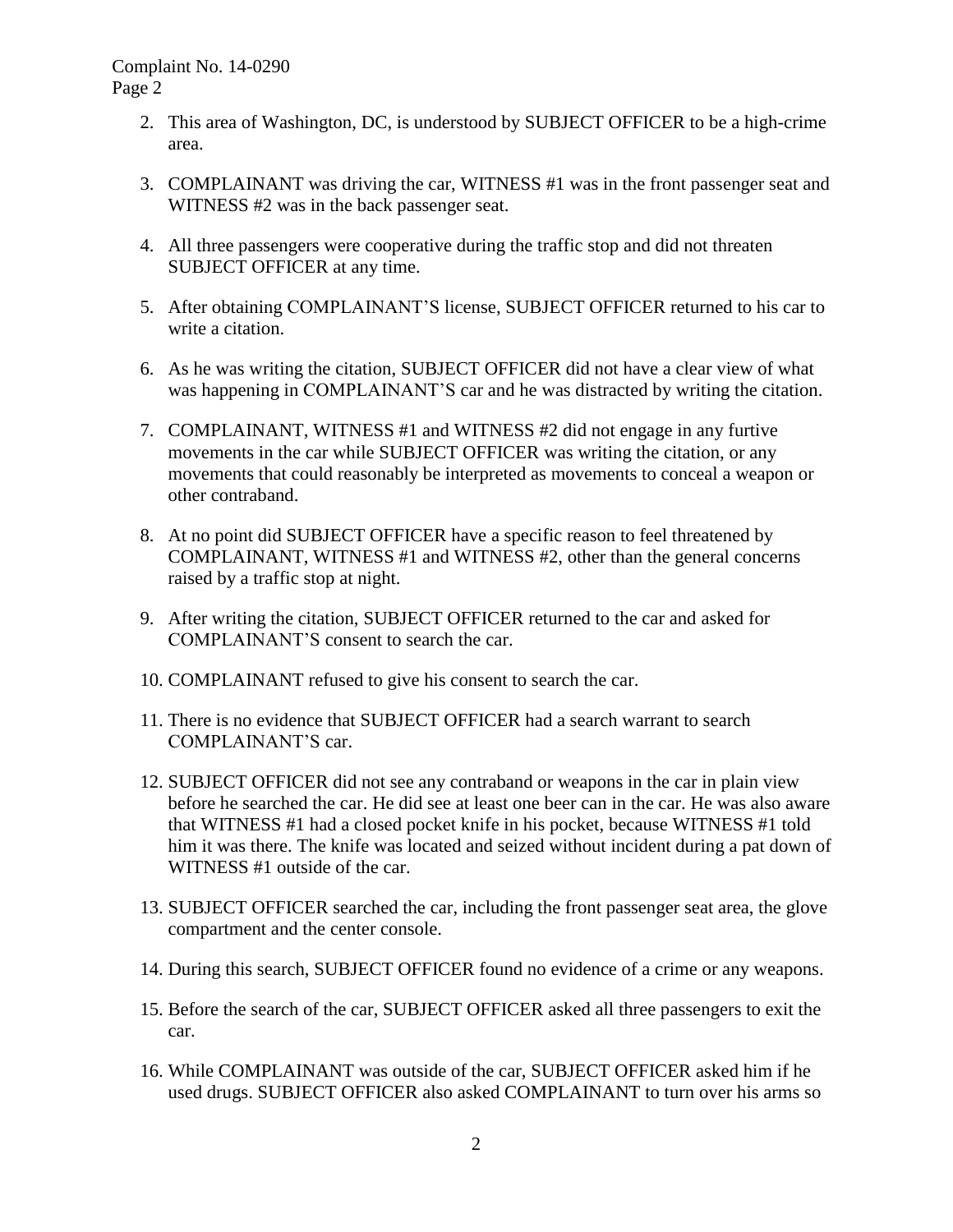2. This area of Washington, DC, is understood by SUBJECT OFFICER to be a high-crime area.

3. COMPLAINANT was driving the car, WITNESS #1 was in the front passenger seat and WITNESS #2 was in the back passenger seat.

4. All three passengers were cooperative during the traffic stop and did not threaten SUBJECT OFFICER at any time.

5. After obtaining COMPLAINANT'S license, SUBJECT OFFICER returned to his car to write a citation.

6. As he was writing the citation, SUBJECT OFFICER did not have a clear view of what was happening in COMPLAINANT'S car and he was distracted by writing the citation.

7. COMPLAINANT, WITNESS #1 and WITNESS #2 did not engage in any furtive movements in the car while SUBJECT OFFICER was writing the citation, or any movements that could reasonably be interpreted as movements to conceal a weapon or other contraband.

8. At no point did SUBJECT OFFICER have a specific reason to feel threatened by COMPLAINANT, WITNESS #1 and WITNESS #2, other than the general concerns raised by a traffic stop at night.

9. After writing the citation, SUBJECT OFFICER returned to the car and asked for COMPLAINANT'S consent to search the car.

10. COMPLAINANT refused to give his consent to search the car.

11. There is no evidence that SUBJECT OFFICER had a search warrant to search COMPLAINANT'S car.

12. SUBJECT OFFICER did not see any contraband or weapons in the car in plain view before he searched the car. He did see at least one beer can in the car. He was also aware that WITNESS #1 had a closed pocket knife in his pocket, because WITNESS #1 told him it was there. The knife was located and seized without incident during a pat down of WITNESS #1 outside of the car.

13. SUBJECT OFFICER searched the car, including the front passenger seat area, the glove compartment and the center console.

14. During this search, SUBJECT OFFICER found no evidence of a crime or any weapons.

15. Before the search of the car, SUBJECT OFFICER asked all three passengers to exit the car.

16. While COMPLAINANT was outside of the car, SUBJECT OFFICER asked him if he used drugs. SUBJECT OFFICER also asked COMPLAINANT to turn over his arms so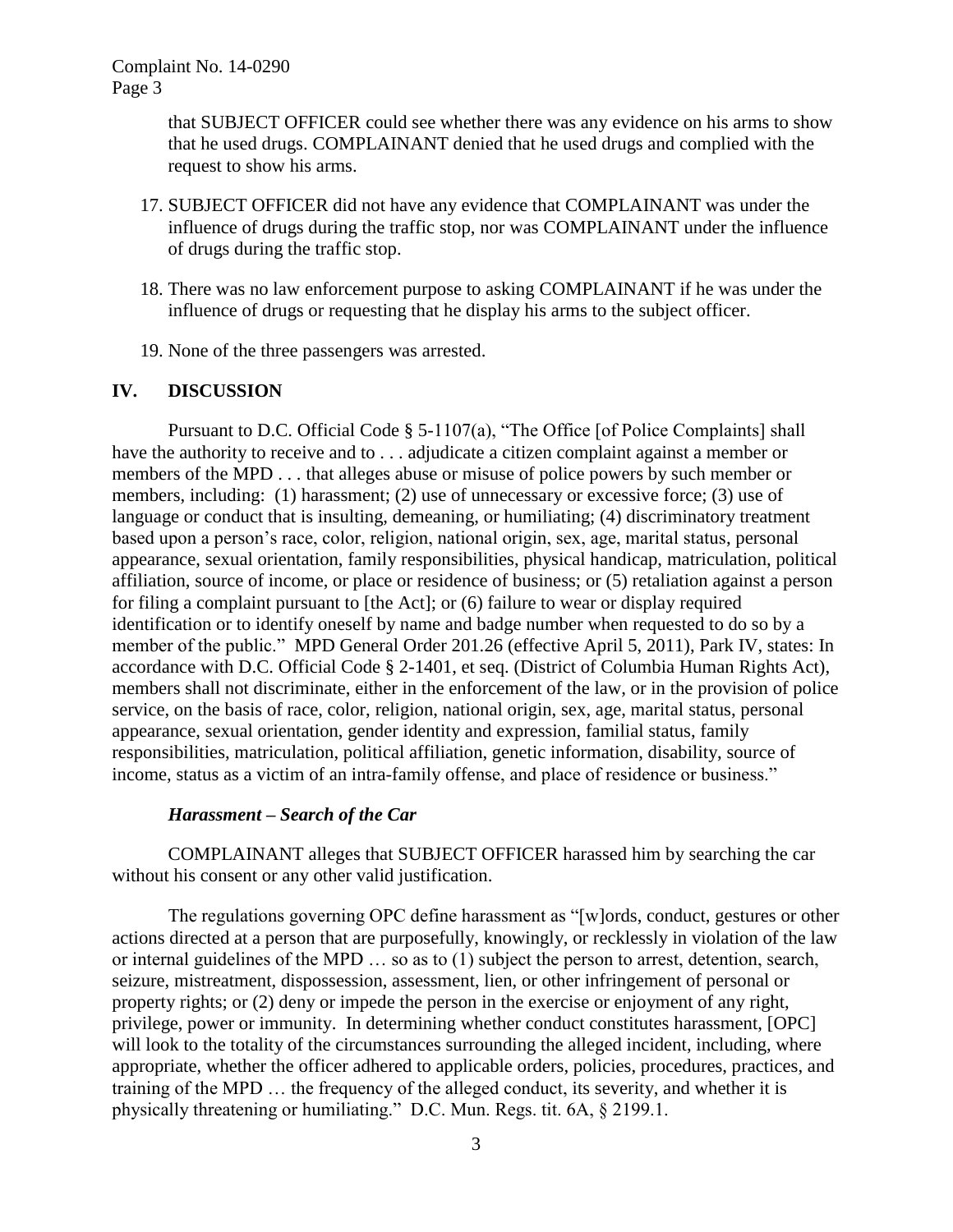that SUBJECT OFFICER could see whether there was any evidence on his arms to show that he used drugs. COMPLAINANT denied that he used drugs and complied with the request to show his arms.

17. SUBJECT OFFICER did not have any evidence that COMPLAINANT was under the influence of drugs during the traffic stop, nor was COMPLAINANT under the influence of drugs during the traffic stop.

18. There was no law enforcement purpose to asking COMPLAINANT if he was under the influence of drugs or requesting that he display his arms to the subject officer.

19. None of the three passengers was arrested.

## IV. DISCUSSION

Pursuant to D.C. Official Code § 5-1107(a), "The Office [of Police Complaints] shall have the authority to receive and to . . . adjudicate a citizen complaint against a member or members of the MPD . . . that alleges abuse or misuse of police powers by such member or members, including: (1) harassment; (2) use of unnecessary or excessive force; (3) use of language or conduct that is insulting, demeaning, or humiliating; (4) discriminatory treatment based upon a person's race, color, religion, national origin, sex, age, marital status, personal appearance, sexual orientation, family responsibilities, physical handicap, matriculation, political affiliation, source of income, or place or residence of business; or (5) retaliation against a person for filing a complaint pursuant to [the Act]; or (6) failure to wear or display required identification or to identify oneself by name and badge number when requested to do so by a member of the public." MPD General Order 201.26 (effective April 5, 2011), Park IV, states: In accordance with D.C. Official Code § 2-1401, et seq. (District of Columbia Human Rights Act), members shall not discriminate, either in the enforcement of the law, or in the provision of police service, on the basis of race, color, religion, national origin, sex, age, marital status, personal appearance, sexual orientation, gender identity and expression, familial status, family responsibilities, matriculation, political affiliation, genetic information, disability, source of income, status as a victim of an intra-family offense, and place of residence or business."

### *Harassment – Search of the Car*

COMPLAINANT alleges that SUBJECT OFFICER harassed him by searching the car without his consent or any other valid justification.

The regulations governing OPC define harassment as "[w]ords, conduct, gestures or other actions directed at a person that are purposefully, knowingly, or recklessly in violation of the law or internal guidelines of the MPD … so as to (1) subject the person to arrest, detention, search, seizure, mistreatment, dispossession, assessment, lien, or other infringement of personal or property rights; or (2) deny or impede the person in the exercise or enjoyment of any right, privilege, power or immunity. In determining whether conduct constitutes harassment, [OPC] will look to the totality of the circumstances surrounding the alleged incident, including, where appropriate, whether the officer adhered to applicable orders, policies, procedures, practices, and training of the MPD … the frequency of the alleged conduct, its severity, and whether it is physically threatening or humiliating." D.C. Mun. Regs. tit. 6A, § 2199.1.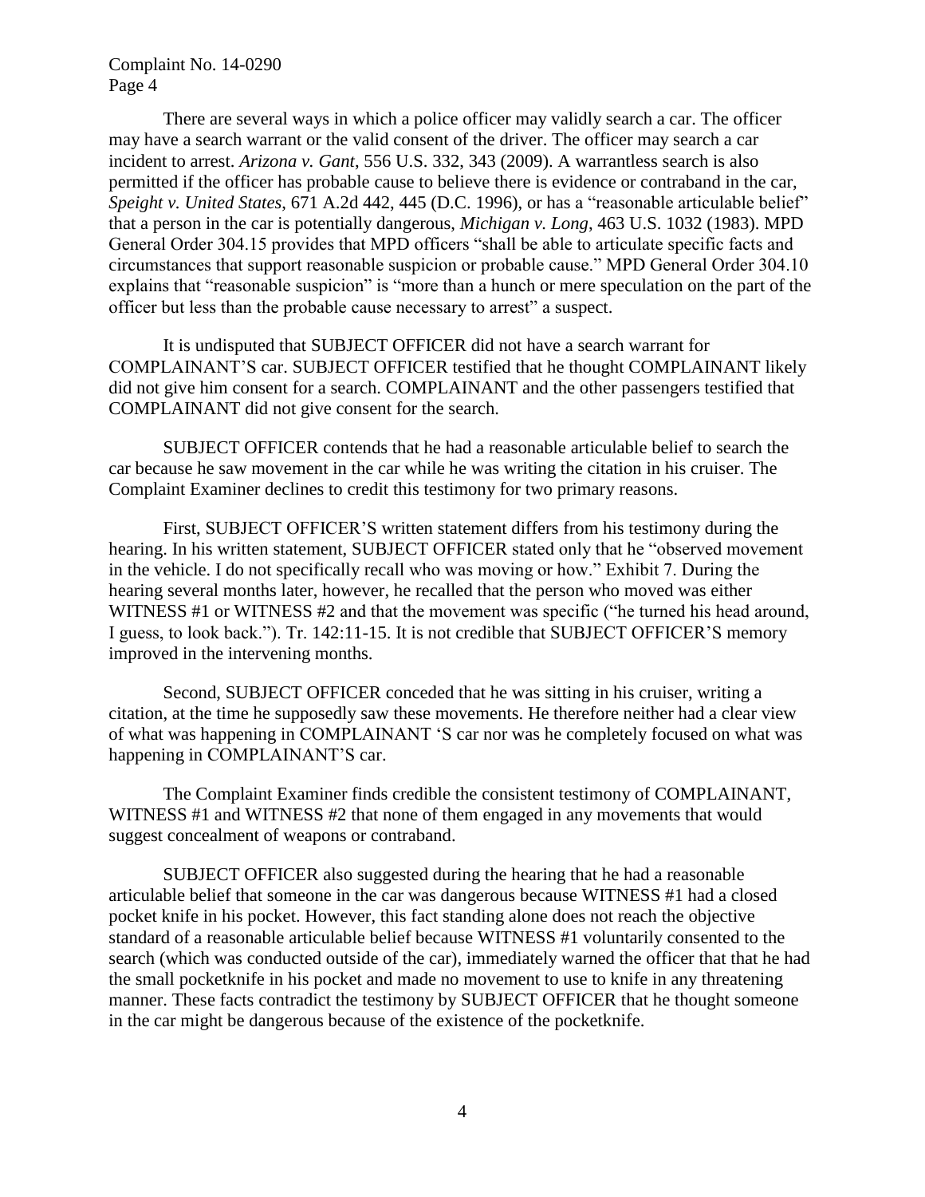There are several ways in which a police officer may validly search a car. The officer may have a search warrant or the valid consent of the driver. The officer may search a car incident to arrest. *Arizona v. Gant*, 556 U.S. 332, 343 (2009). A warrantless search is also permitted if the officer has probable cause to believe there is evidence or contraband in the car, *Speight v. United States*, 671 A.2d 442, 445 (D.C. 1996), or has a "reasonable articulable belief" that a person in the car is potentially dangerous, *Michigan v. Long*, 463 U.S. 1032 (1983). MPD General Order 304.15 provides that MPD officers "shall be able to articulate specific facts and circumstances that support reasonable suspicion or probable cause." MPD General Order 304.10 explains that "reasonable suspicion" is "more than a hunch or mere speculation on the part of the officer but less than the probable cause necessary to arrest" a suspect.

It is undisputed that SUBJECT OFFICER did not have a search warrant for COMPLAINANT'S car. SUBJECT OFFICER testified that he thought COMPLAINANT likely did not give him consent for a search. COMPLAINANT and the other passengers testified that COMPLAINANT did not give consent for the search.

SUBJECT OFFICER contends that he had a reasonable articulable belief to search the car because he saw movement in the car while he was writing the citation in his cruiser. The Complaint Examiner declines to credit this testimony for two primary reasons.

First, SUBJECT OFFICER'S written statement differs from his testimony during the hearing. In his written statement, SUBJECT OFFICER stated only that he "observed movement in the vehicle. I do not specifically recall who was moving or how." Exhibit 7. During the hearing several months later, however, he recalled that the person who moved was either WITNESS #1 or WITNESS #2 and that the movement was specific ("he turned his head around, I guess, to look back."). Tr. 142:11-15. It is not credible that SUBJECT OFFICER'S memory improved in the intervening months.

Second, SUBJECT OFFICER conceded that he was sitting in his cruiser, writing a citation, at the time he supposedly saw these movements. He therefore neither had a clear view of what was happening in COMPLAINANT 'S car nor was he completely focused on what was happening in COMPLAINANT'S car.

The Complaint Examiner finds credible the consistent testimony of COMPLAINANT, WITNESS #1 and WITNESS #2 that none of them engaged in any movements that would suggest concealment of weapons or contraband.

SUBJECT OFFICER also suggested during the hearing that he had a reasonable articulable belief that someone in the car was dangerous because WITNESS #1 had a closed pocket knife in his pocket. However, this fact standing alone does not reach the objective standard of a reasonable articulable belief because WITNESS #1 voluntarily consented to the search (which was conducted outside of the car), immediately warned the officer that that he had the small pocketknife in his pocket and made no movement to use to knife in any threatening manner. These facts contradict the testimony by SUBJECT OFFICER that he thought someone in the car might be dangerous because of the existence of the pocketknife.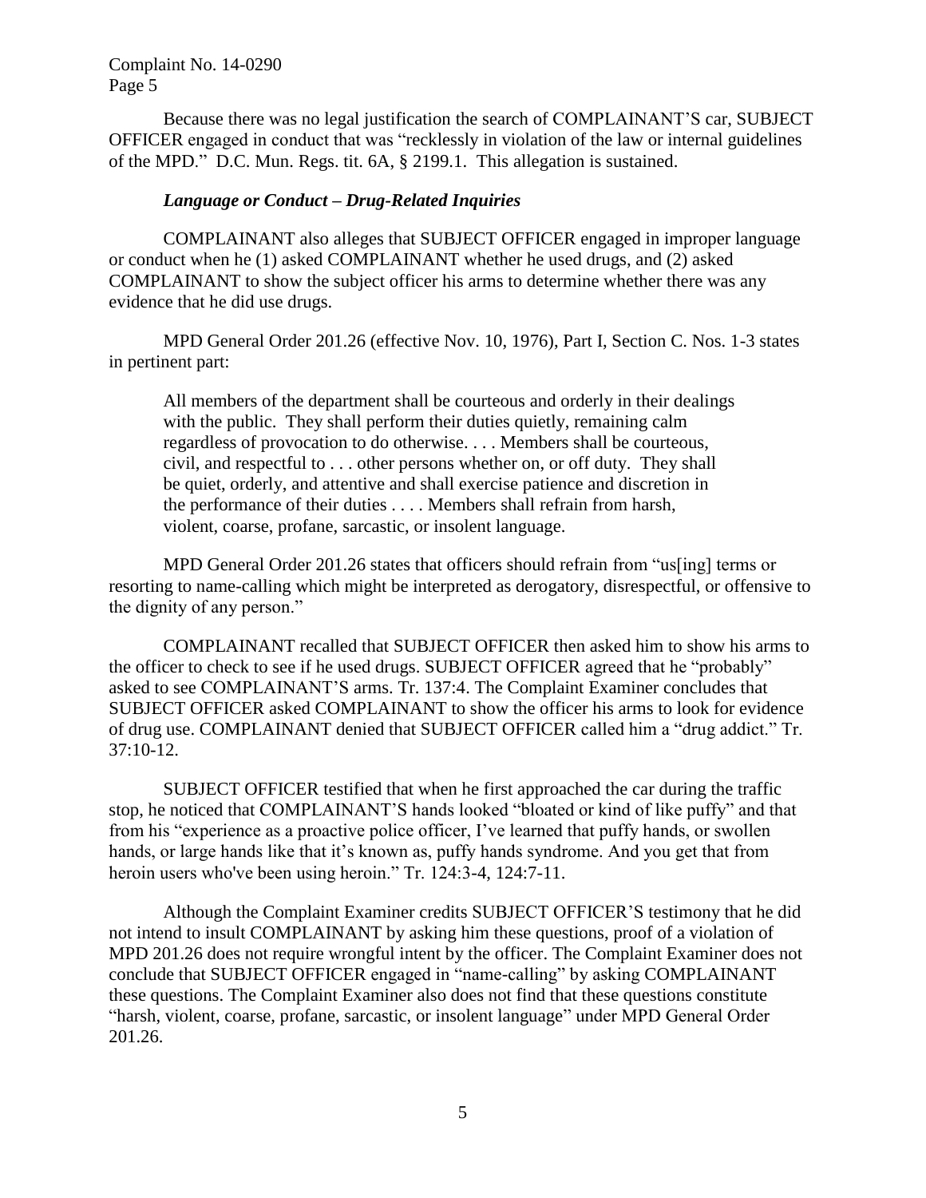Because there was no legal justification the search of COMPLAINANT'S car, SUBJECT OFFICER engaged in conduct that was "recklessly in violation of the law or internal guidelines of the MPD." D.C. Mun. Regs. tit. 6A, § 2199.1. This allegation is sustained.

### *Language or Conduct – Drug-Related Inquiries*

COMPLAINANT also alleges that SUBJECT OFFICER engaged in improper language or conduct when he (1) asked COMPLAINANT whether he used drugs, and (2) asked COMPLAINANT to show the subject officer his arms to determine whether there was any evidence that he did use drugs.

MPD General Order 201.26 (effective Nov. 10, 1976), Part I, Section C. Nos. 1-3 states in pertinent part:

> All members of the department shall be courteous and orderly in their dealings with the public. They shall perform their duties quietly, remaining calm regardless of provocation to do otherwise. . . . Members shall be courteous, civil, and respectful to . . . other persons whether on, or off duty. They shall be quiet, orderly, and attentive and shall exercise patience and discretion in the performance of their duties . . . . Members shall refrain from harsh, violent, coarse, profane, sarcastic, or insolent language.

MPD General Order 201.26 states that officers should refrain from "us[ing] terms or resorting to name-calling which might be interpreted as derogatory, disrespectful, or offensive to the dignity of any person."

COMPLAINANT recalled that SUBJECT OFFICER then asked him to show his arms to the officer to check to see if he used drugs. SUBJECT OFFICER agreed that he "probably" asked to see COMPLAINANT'S arms. Tr. 137:4. The Complaint Examiner concludes that SUBJECT OFFICER asked COMPLAINANT to show the officer his arms to look for evidence of drug use. COMPLAINANT denied that SUBJECT OFFICER called him a "drug addict." Tr. 37:10-12.

SUBJECT OFFICER testified that when he first approached the car during the traffic stop, he noticed that COMPLAINANT'S hands looked "bloated or kind of like puffy" and that from his "experience as a proactive police officer, I've learned that puffy hands, or swollen hands, or large hands like that it's known as, puffy hands syndrome. And you get that from heroin users who've been using heroin." Tr. 124:3-4, 124:7-11.

Although the Complaint Examiner credits SUBJECT OFFICER'S testimony that he did not intend to insult COMPLAINANT by asking him these questions, proof of a violation of MPD 201.26 does not require wrongful intent by the officer. The Complaint Examiner does not conclude that SUBJECT OFFICER engaged in "name-calling" by asking COMPLAINANT these questions. The Complaint Examiner also does not find that these questions constitute "harsh, violent, coarse, profane, sarcastic, or insolent language" under MPD General Order 201.26.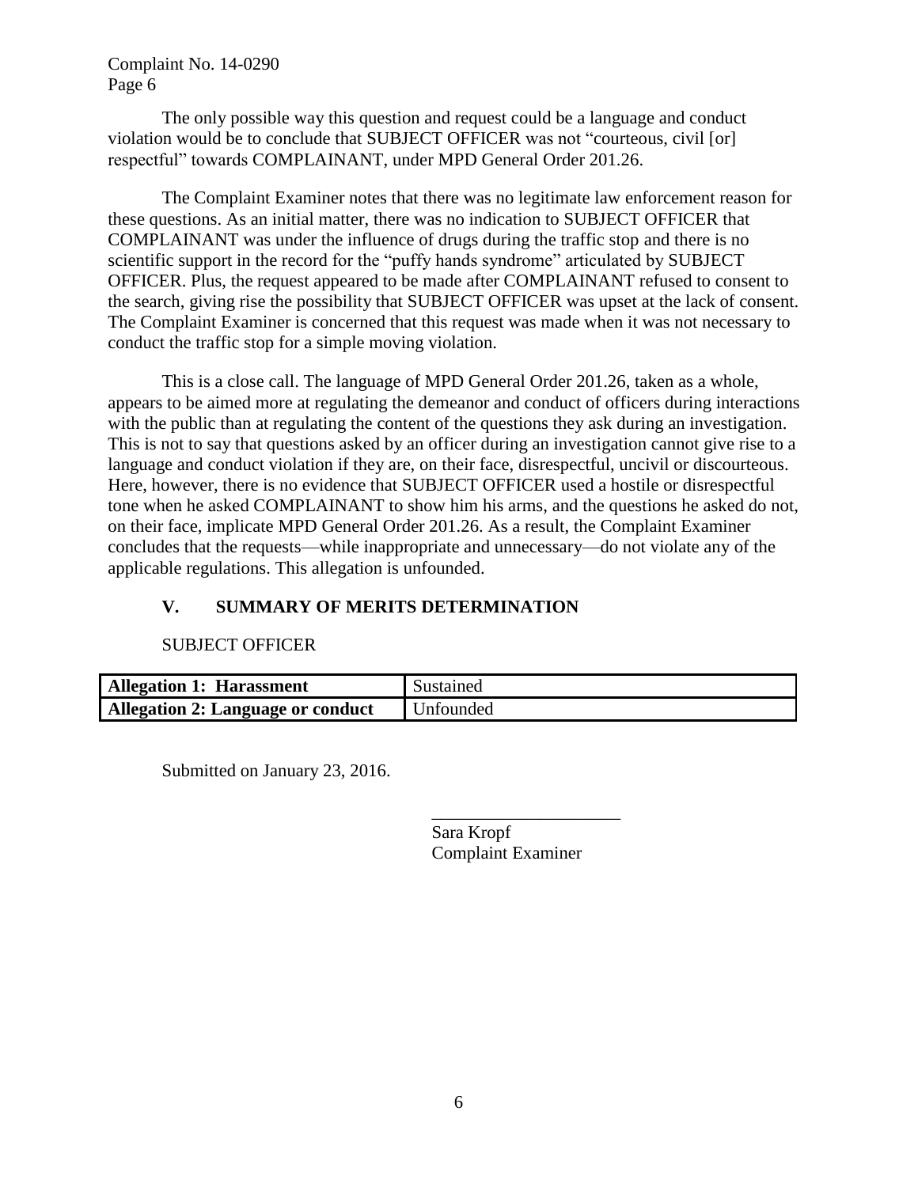The only possible way this question and request could be a language and conduct violation would be to conclude that SUBJECT OFFICER was not "courteous, civil [or] respectful" towards COMPLAINANT, under MPD General Order 201.26.

The Complaint Examiner notes that there was no legitimate law enforcement reason for these questions. As an initial matter, there was no indication to SUBJECT OFFICER that COMPLAINANT was under the influence of drugs during the traffic stop and there is no scientific support in the record for the "puffy hands syndrome" articulated by SUBJECT OFFICER. Plus, the request appeared to be made after COMPLAINANT refused to consent to the search, giving rise the possibility that SUBJECT OFFICER was upset at the lack of consent. The Complaint Examiner is concerned that this request was made when it was not necessary to conduct the traffic stop for a simple moving violation.

This is a close call. The language of MPD General Order 201.26, taken as a whole, appears to be aimed more at regulating the demeanor and conduct of officers during interactions with the public than at regulating the content of the questions they ask during an investigation. This is not to say that questions asked by an officer during an investigation cannot give rise to a language and conduct violation if they are, on their face, disrespectful, uncivil or discourteous. Here, however, there is no evidence that SUBJECT OFFICER used a hostile or disrespectful tone when he asked COMPLAINANT to show him his arms, and the questions he asked do not, on their face, implicate MPD General Order 201.26. As a result, the Complaint Examiner concludes that the requests—while inappropriate and unnecessary—do not violate any of the applicable regulations. This allegation is unfounded.

## V. SUMMARY OF MERITS DETERMINATION

SUBJECT OFFICER

| | |
|---|---|
| **Allegation 1: Harassment** | Sustained |
| **Allegation 2: Language or conduct** | Unfounded |

Submitted on January 23, 2016.

\_\_\_\_\_\_\_\_\_\_\_\_\_\_\_\_\_\_\_\_\_\_

Sara Kropf
Complaint Examiner